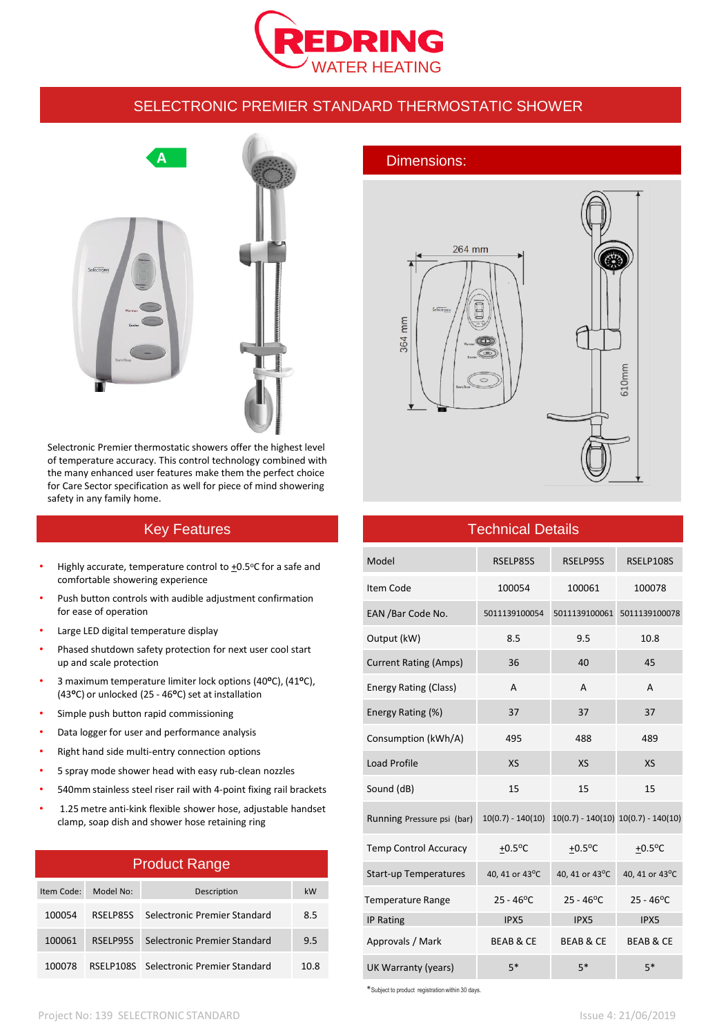# REDRING WATER HEATING

## SELECTRONIC PREMIER STANDARD THERMOSTATIC SHOWER

Selectronic Premier thermostatic showers offer the highest level of temperature accuracy. This control technology combined with the many enhanced user features make them the perfect choice for Care Sector specification as well for piece of mind showering safety in any family home.

## Dimensions:

264 mm

364 mm

610mm

## Key Features

- Highly accurate, temperature control to ±0.5°C for a safe and comfortable showering experience
- Push button controls with audible adjustment confirmation for ease of operation
- Large LED digital temperature display
- Phased shutdown safety protection for next user cool start up and scale protection
- 3 maximum temperature limiter lock options (40°C), (41°C), (43°C) or unlocked (25 - 46°C) set at installation
- Simple push button rapid commissioning
- Data logger for user and performance analysis
- Right hand side multi-entry connection options
- 5 spray mode shower head with easy rub-clean nozzles
- 540mm stainless steel riser rail with 4-point fixing rail brackets
- 1.25 metre anti-kink flexible shower hose, adjustable handset clamp, soap dish and shower hose retaining ring

## Product Range

| Item Code: | Model No: | Description | kW |
|---|---|---|---|
| 100054 | RSELP85S | Selectronic Premier Standard | 8.5 |
| 100061 | RSELP95S | Selectronic Premier Standard | 9.5 |
| 100078 | RSELP108S | Selectronic Premier Standard | 10.8 |

## Technical Details

| Model | RSELP85S | RSELP95S | RSELP108S |
|---|---|---|---|
| Item Code | 100054 | 100061 | 100078 |
| EAN /Bar Code No. | 5011139100054 | 5011139100061 | 5011139100078 |
| Output (kW) | 8.5 | 9.5 | 10.8 |
| Current Rating (Amps) | 36 | 40 | 45 |
| Energy Rating (Class) | A | A | A |
| Energy Rating (%) | 37 | 37 | 37 |
| Consumption (kWh/A) | 495 | 488 | 489 |
| Load Profile | XS | XS | XS |
| Sound (dB) | 15 | 15 | 15 |
| Running Pressure psi (bar) | 10(0.7) - 140(10) | 10(0.7) - 140(10) | 10(0.7) - 140(10) |
| Temp Control Accuracy | ±0.5°C | ±0.5°C | ±0.5°C |
| Start-up Temperatures | 40, 41 or 43°C | 40, 41 or 43°C | 40, 41 or 43°C |
| Temperature Range | 25 - 46°C | 25 - 46°C | 25 - 46°C |
| IP Rating | IPX5 | IPX5 | IPX5 |
| Approvals / Mark | BEAB & CE | BEAB & CE | BEAB & CE |
| UK Warranty (years) | 5* | 5* | 5* |

*Subject to product registration within 30 days.

Project No: 139 SELECTRONIC STANDARD

Issue 4: 21/06/2019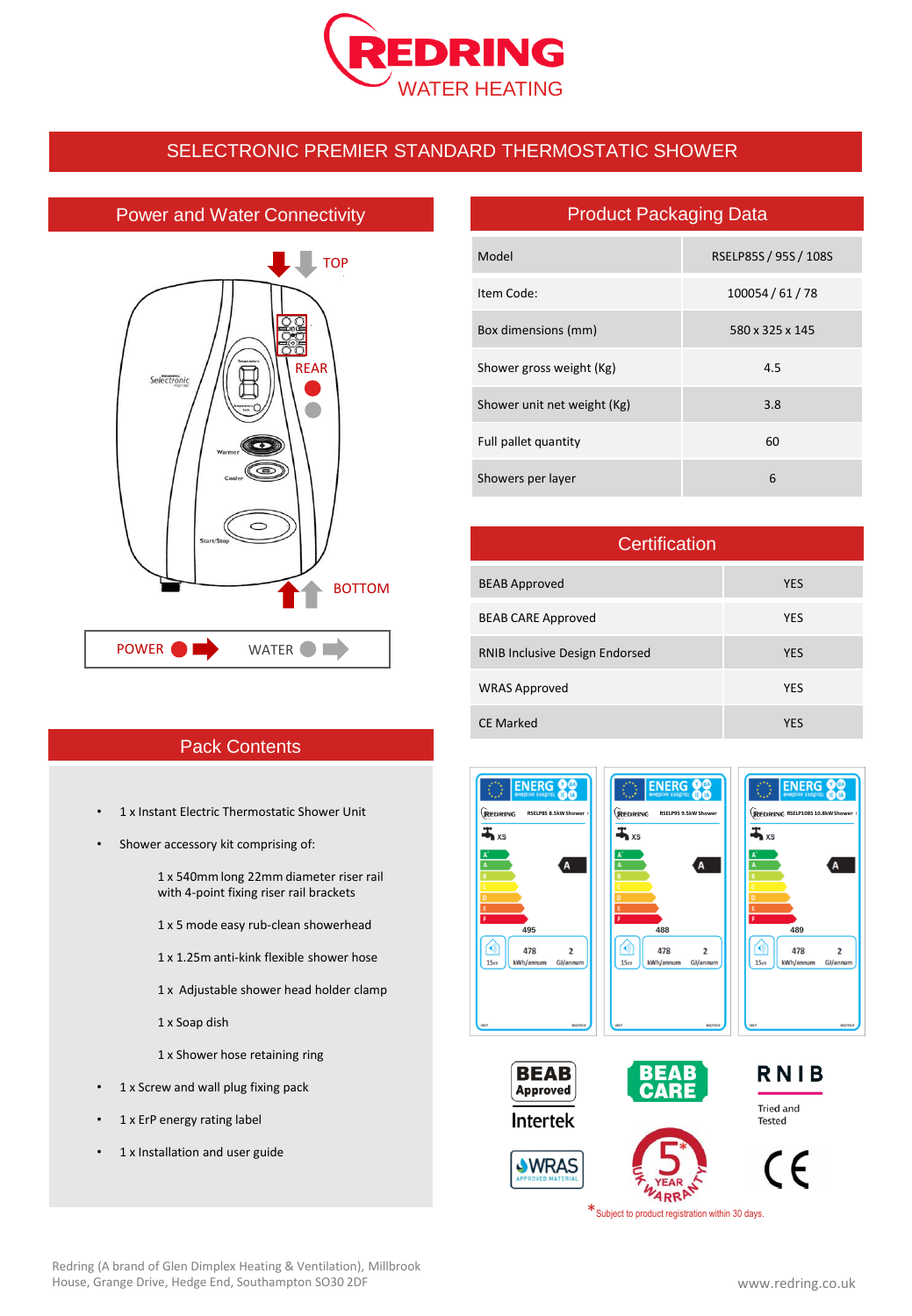# REDRING WATER HEATING

## SELECTRONIC PREMIER STANDARD THERMOSTATIC SHOWER

## Power and Water Connectivity

TOP

REAR

BOTTOM

POWER

WATER

## Product Packaging Data

| | |
|---|---|
| Model | RSELP85S / 95S / 108S |
| Item Code: | 100054 / 61 / 78 |
| Box dimensions (mm) | 580 x 325 x 145 |
| Shower gross weight (Kg) | 4.5 |
| Shower unit net weight (Kg) | 3.8 |
| Full pallet quantity | 60 |
| Showers per layer | 6 |

## Certification

| | |
|---|---|
| BEAB Approved | YES |
| BEAB CARE Approved | YES |
| RNIB Inclusive Design Endorsed | YES |
| WRAS Approved | YES |
| CE Marked | YES |

## Pack Contents

- 1 x Instant Electric Thermostatic Shower Unit
- Shower accessory kit comprising of:
  - 1 x 540mm long 22mm diameter riser rail with 4-point fixing riser rail brackets
  - 1 x 5 mode easy rub-clean showerhead
  - 1 x 1.25m anti-kink flexible shower hose
  - 1 x Adjustable shower head holder clamp
  - 1 x Soap dish
  - 1 x Shower hose retaining ring
- 1 x Screw and wall plug fixing pack
- 1 x ErP energy rating label
- 1 x Installation and user guide

RSELP85S 8.5kW Shower — A — 495 — 478 kWh/annum — 2 GJ/annum

RSELP95S 9.5kW Shower — A — 488 — 478 kWh/annum — 2 GJ/annum

RSELP108S 10.8kW Shower — A — 489 — 478 kWh/annum — 2 GJ/annum

BEAB Approved — Intertek — BEAB CARE — RNIB Tried and Tested — WRAS Approved Material — 5* Year UK Warranty — CE

*Subject to product registration within 30 days.

Redring (A brand of Glen Dimplex Heating & Ventilation), Millbrook House, Grange Drive, Hedge End, Southampton SO30 2DF

www.redring.co.uk